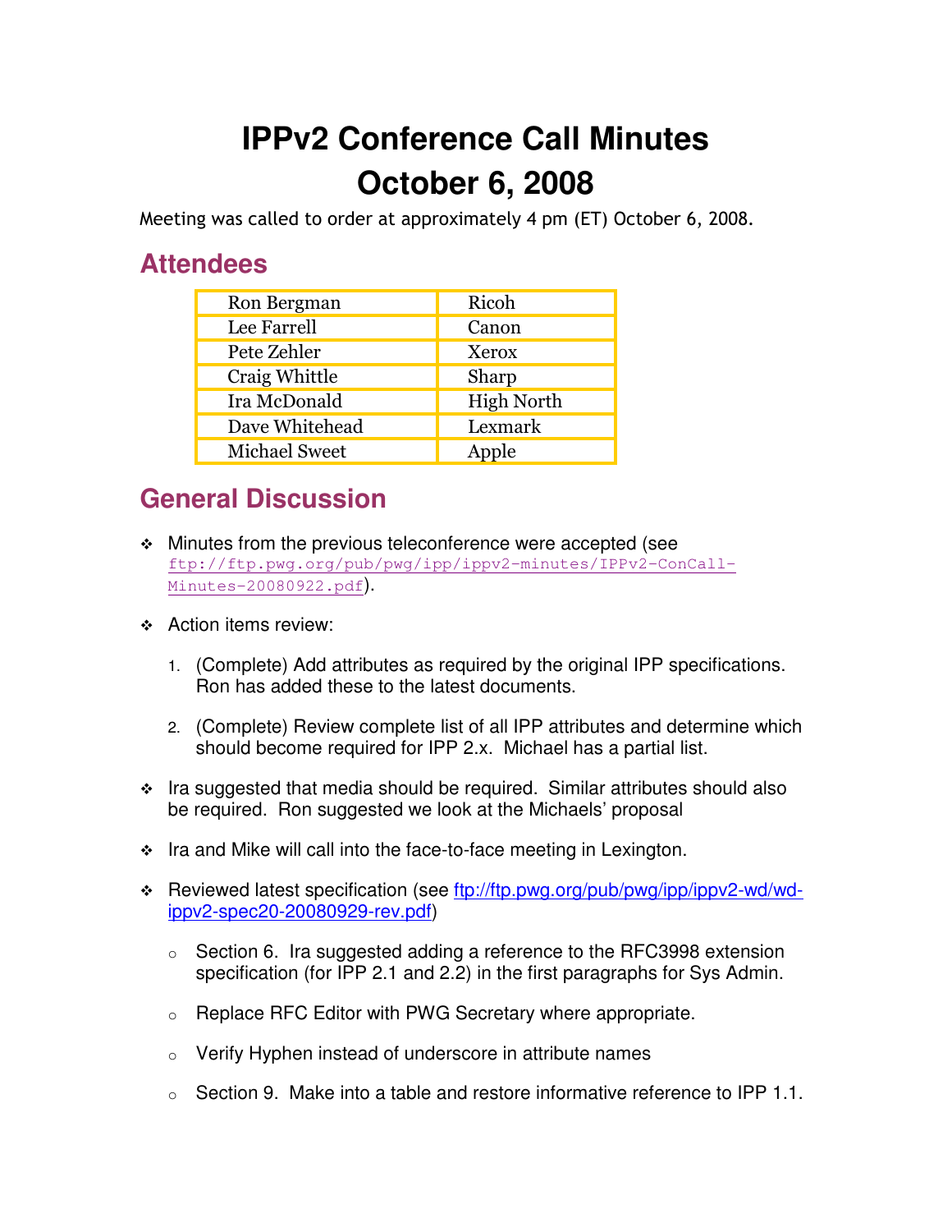# IPPv2 Conference Call Minutes October 6, 2008

Meeting was called to order at approximately 4 pm (ET) October 6, 2008.

## Attendees

| | |
|---|---|
| Ron Bergman | Ricoh |
| Lee Farrell | Canon |
| Pete Zehler | Xerox |
| Craig Whittle | Sharp |
| Ira McDonald | High North |
| Dave Whitehead | Lexmark |
| Michael Sweet | Apple |

## General Discussion

- Minutes from the previous teleconference were accepted (see ftp://ftp.pwg.org/pub/pwg/ipp/ippv2-minutes/IPPv2-ConCall-Minutes-20080922.pdf).
- Action items review:
  1. (Complete) Add attributes as required by the original IPP specifications. Ron has added these to the latest documents.
  2. (Complete) Review complete list of all IPP attributes and determine which should become required for IPP 2.x. Michael has a partial list.
- Ira suggested that media should be required. Similar attributes should also be required. Ron suggested we look at the Michaels' proposal
- Ira and Mike will call into the face-to-face meeting in Lexington.
- Reviewed latest specification (see ftp://ftp.pwg.org/pub/pwg/ipp/ippv2-wd/wd-ippv2-spec20-20080929-rev.pdf)
  - Section 6. Ira suggested adding a reference to the RFC3998 extension specification (for IPP 2.1 and 2.2) in the first paragraphs for Sys Admin.
  - Replace RFC Editor with PWG Secretary where appropriate.
  - Verify Hyphen instead of underscore in attribute names
  - Section 9. Make into a table and restore informative reference to IPP 1.1.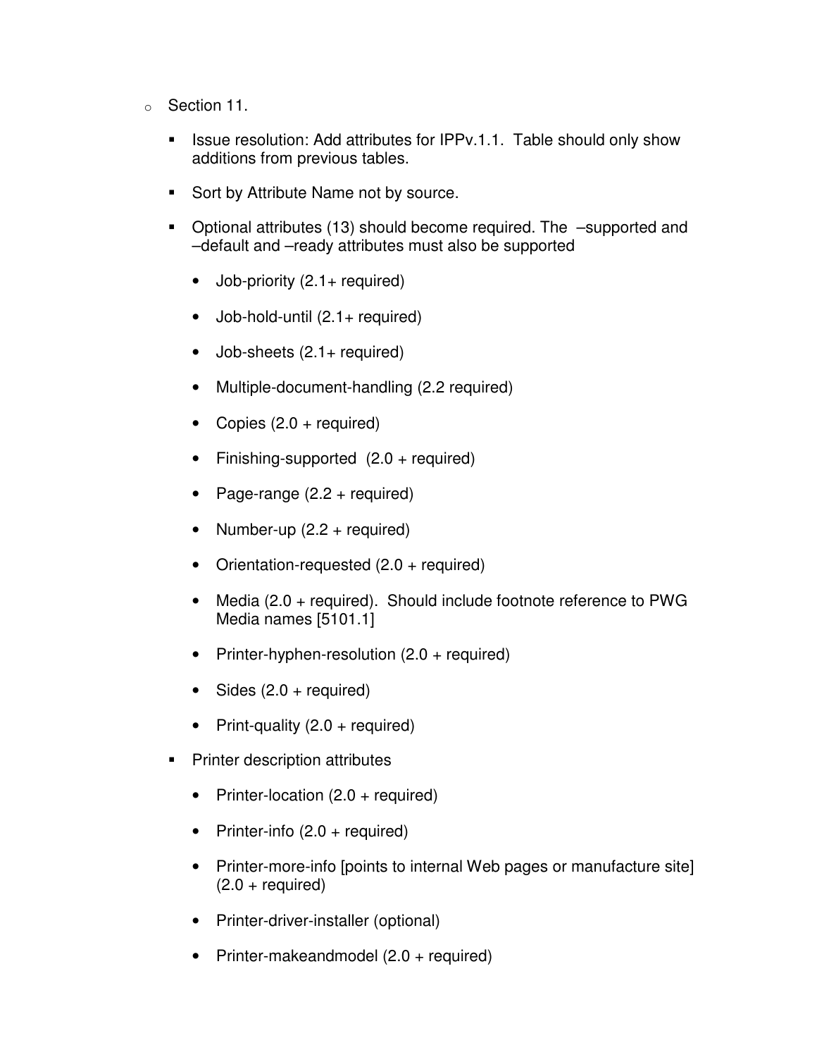- Section 11.
  - Issue resolution: Add attributes for IPPv.1.1. Table should only show additions from previous tables.
  - Sort by Attribute Name not by source.
  - Optional attributes (13) should become required. The –supported and –default and –ready attributes must also be supported
    - Job-priority (2.1+ required)
    - Job-hold-until (2.1+ required)
    - Job-sheets (2.1+ required)
    - Multiple-document-handling (2.2 required)
    - Copies (2.0 + required)
    - Finishing-supported (2.0 + required)
    - Page-range (2.2 + required)
    - Number-up (2.2 + required)
    - Orientation-requested (2.0 + required)
    - Media (2.0 + required). Should include footnote reference to PWG Media names [5101.1]
    - Printer-hyphen-resolution (2.0 + required)
    - Sides (2.0 + required)
    - Print-quality (2.0 + required)
  - Printer description attributes
    - Printer-location (2.0 + required)
    - Printer-info (2.0 + required)
    - Printer-more-info [points to internal Web pages or manufacture site] (2.0 + required)
    - Printer-driver-installer (optional)
    - Printer-makeandmodel (2.0 + required)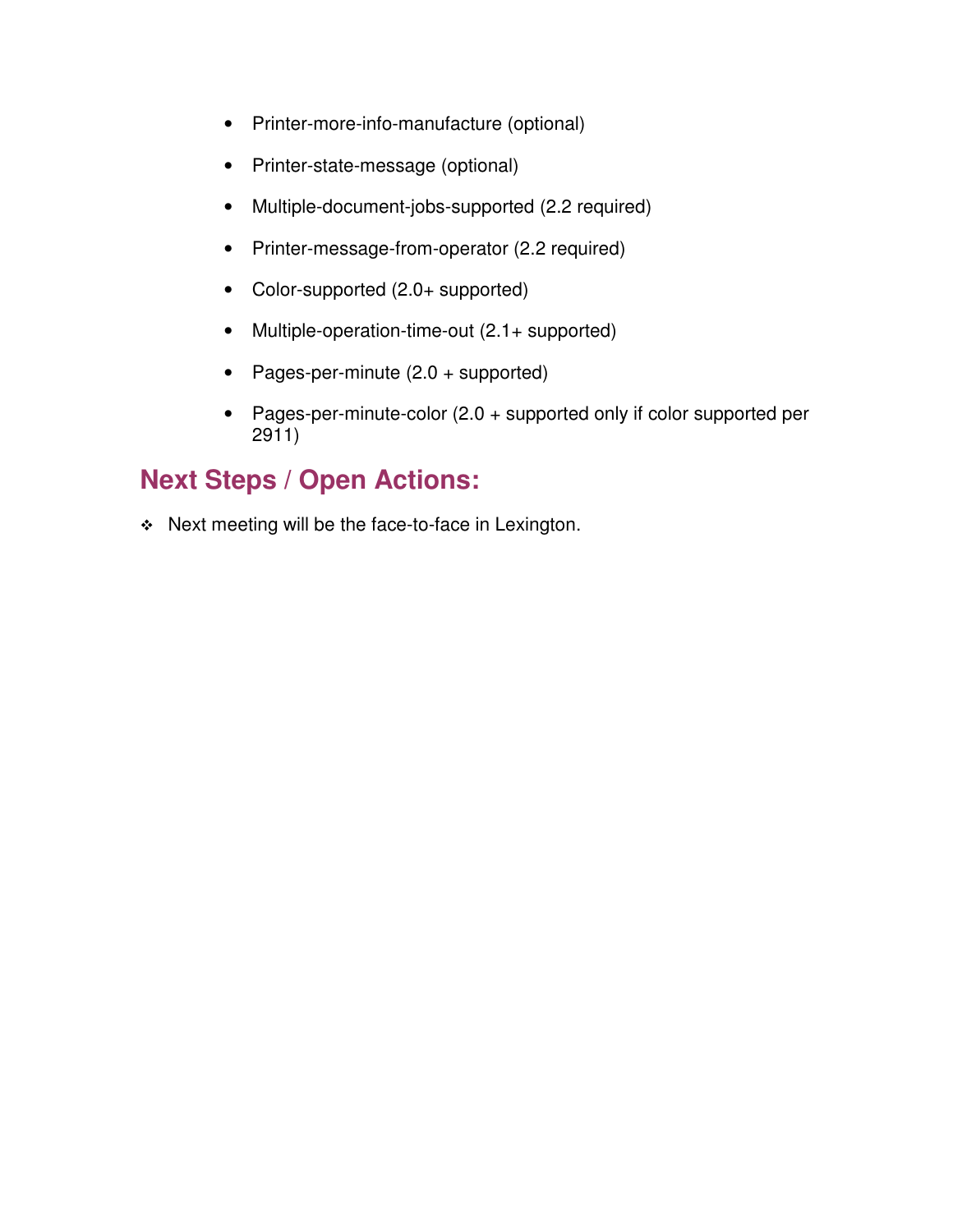- Printer-more-info-manufacture (optional)
- Printer-state-message (optional)
- Multiple-document-jobs-supported (2.2 required)
- Printer-message-from-operator (2.2 required)
- Color-supported (2.0+ supported)
- Multiple-operation-time-out (2.1+ supported)
- Pages-per-minute (2.0 + supported)
- Pages-per-minute-color (2.0 + supported only if color supported per 2911)

## Next Steps / Open Actions:

- Next meeting will be the face-to-face in Lexington.